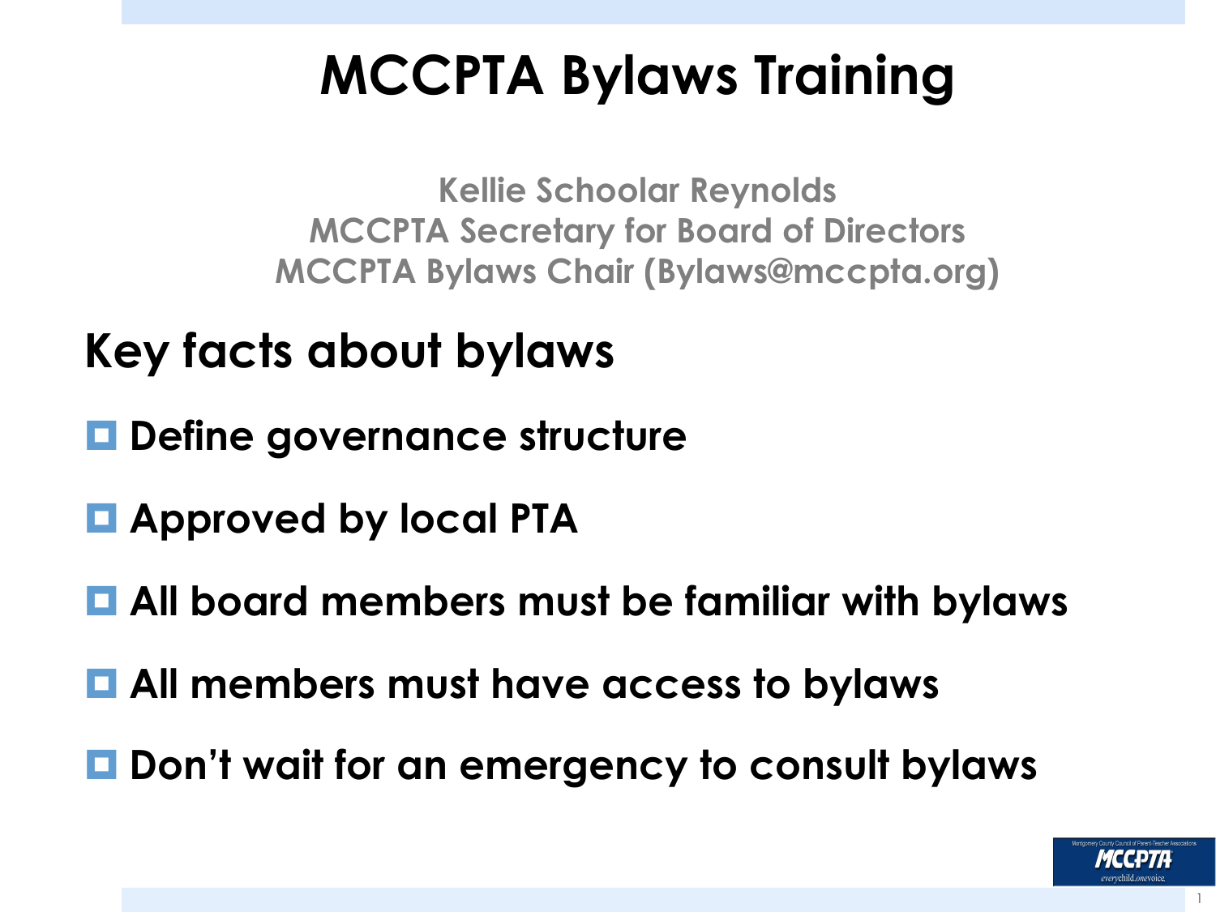# MCCPTA Bylaws Training

**Kellie Schoolar Reynolds**
**MCCPTA Secretary for Board of Directors**
**MCCPTA Bylaws Chair (Bylaws@mccpta.org)**

## Key facts about bylaws

- **Define governance structure**
- **Approved by local PTA**
- **All board members must be familiar with bylaws**
- **All members must have access to bylaws**
- **Don't wait for an emergency to consult bylaws**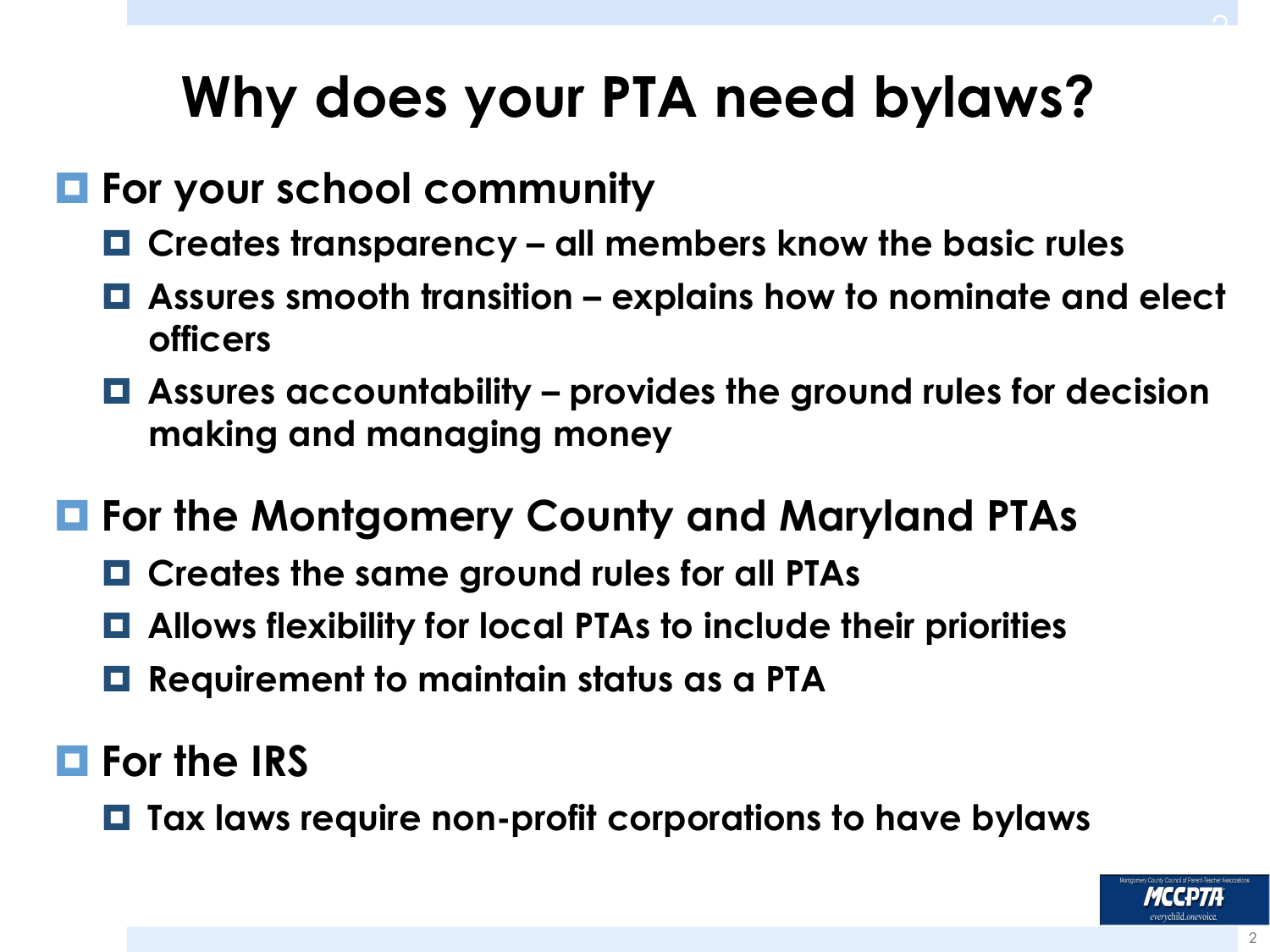# Why does your PTA need bylaws?

- **For your school community**
  - **Creates transparency – all members know the basic rules**
  - **Assures smooth transition – explains how to nominate and elect officers**
  - **Assures accountability – provides the ground rules for decision making and managing money**

- **For the Montgomery County and Maryland PTAs**
  - **Creates the same ground rules for all PTAs**
  - **Allows flexibility for local PTAs to include their priorities**
  - **Requirement to maintain status as a PTA**

- **For the IRS**
  - **Tax laws require non-profit corporations to have bylaws**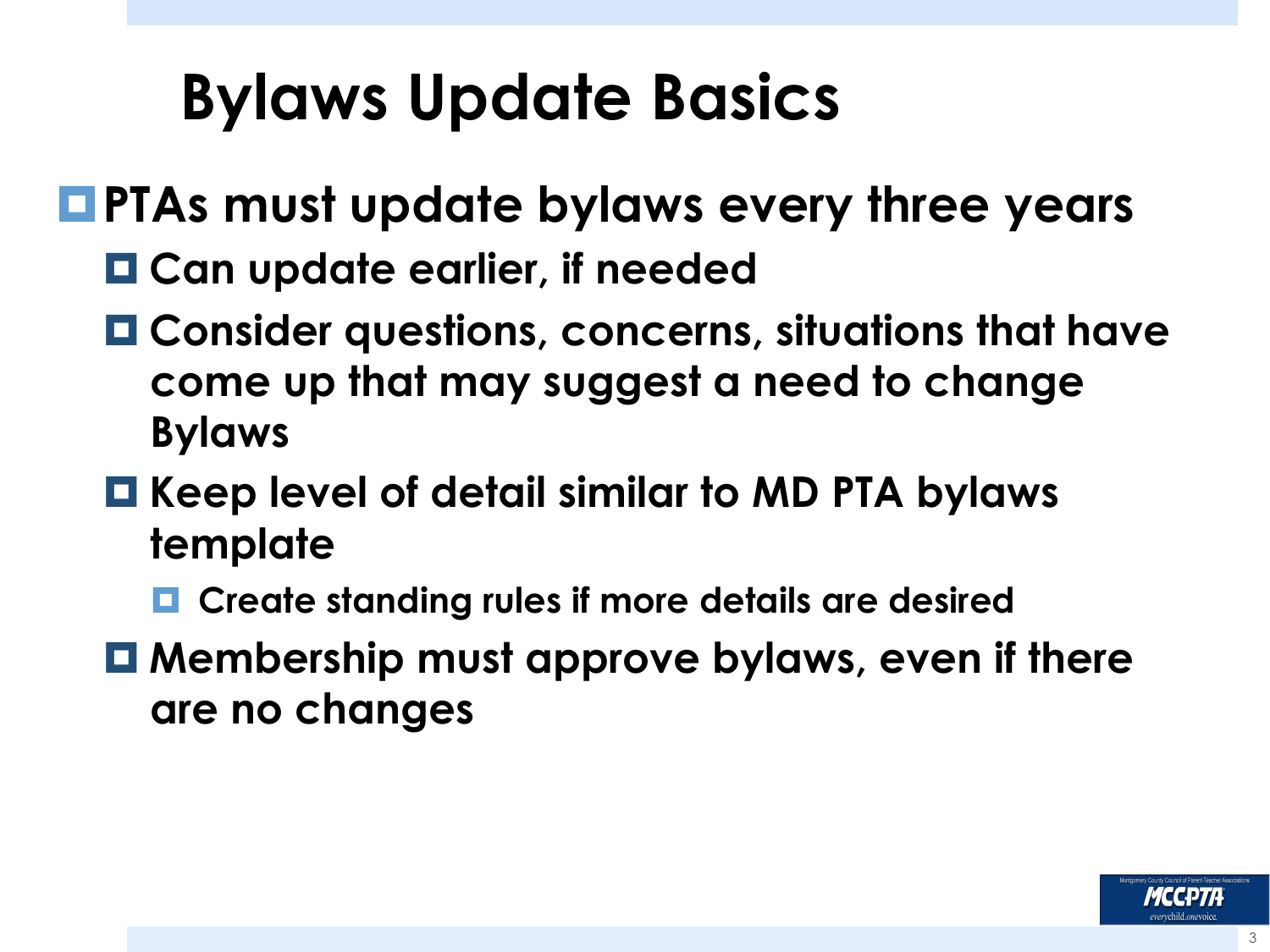# Bylaws Update Basics

- **PTAs must update bylaws every three years**
  - **Can update earlier, if needed**
  - **Consider questions, concerns, situations that have come up that may suggest a need to change Bylaws**
  - **Keep level of detail similar to MD PTA bylaws template**
    - **Create standing rules if more details are desired**
  - **Membership must approve bylaws, even if there are no changes**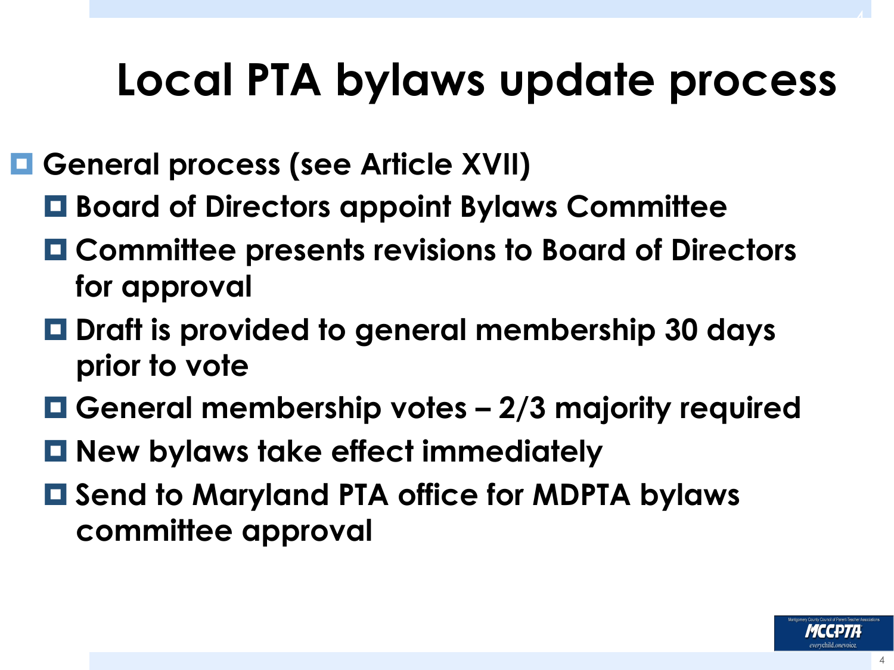# Local PTA bylaws update process

- General process (see Article XVII)
  - Board of Directors appoint Bylaws Committee
  - Committee presents revisions to Board of Directors for approval
  - Draft is provided to general membership 30 days prior to vote
  - General membership votes – 2/3 majority required
  - New bylaws take effect immediately
  - Send to Maryland PTA office for MDPTA bylaws committee approval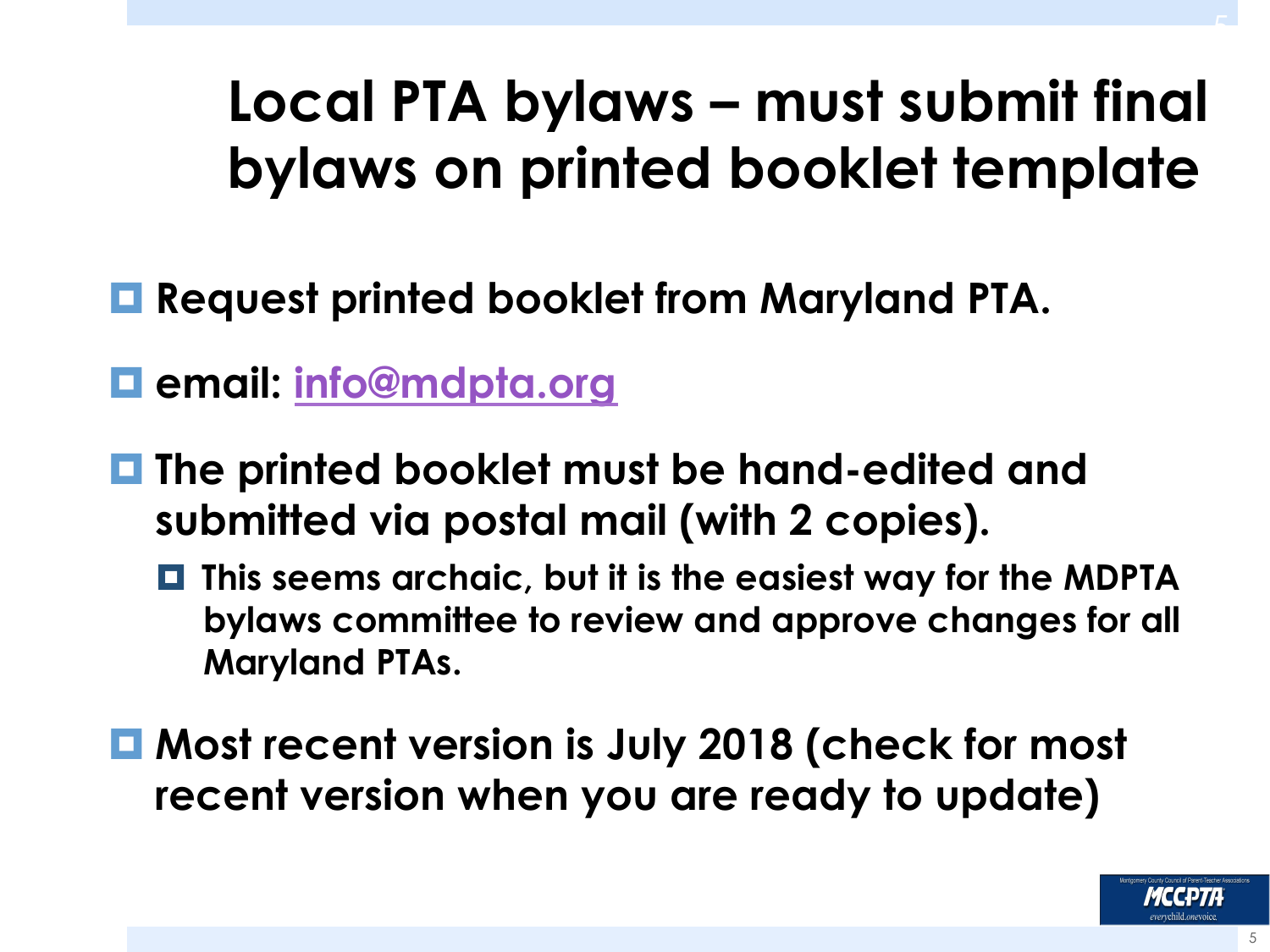# Local PTA bylaws – must submit final bylaws on printed booklet template

- Request printed booklet from Maryland PTA.
- email: info@mdpta.org
- The printed booklet must be hand-edited and submitted via postal mail (with 2 copies).
  - This seems archaic, but it is the easiest way for the MDPTA bylaws committee to review and approve changes for all Maryland PTAs.
- Most recent version is July 2018 (check for most recent version when you are ready to update)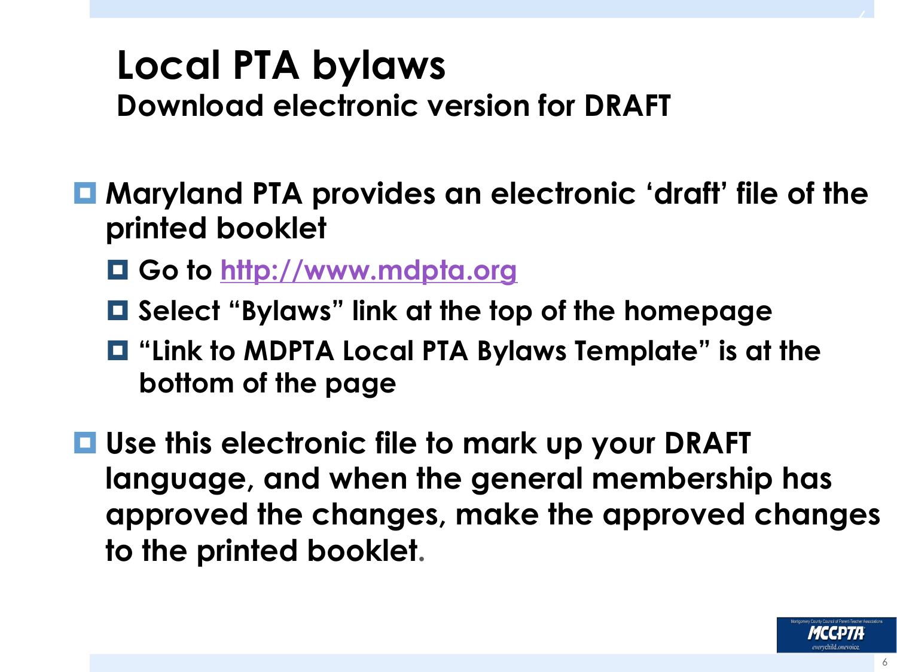# Local PTA bylaws
## Download electronic version for DRAFT

- Maryland PTA provides an electronic 'draft' file of the printed booklet
  - Go to http://www.mdpta.org
  - Select "Bylaws" link at the top of the homepage
  - "Link to MDPTA Local PTA Bylaws Template" is at the bottom of the page
- Use this electronic file to mark up your DRAFT language, and when the general membership has approved the changes, make the approved changes to the printed booklet.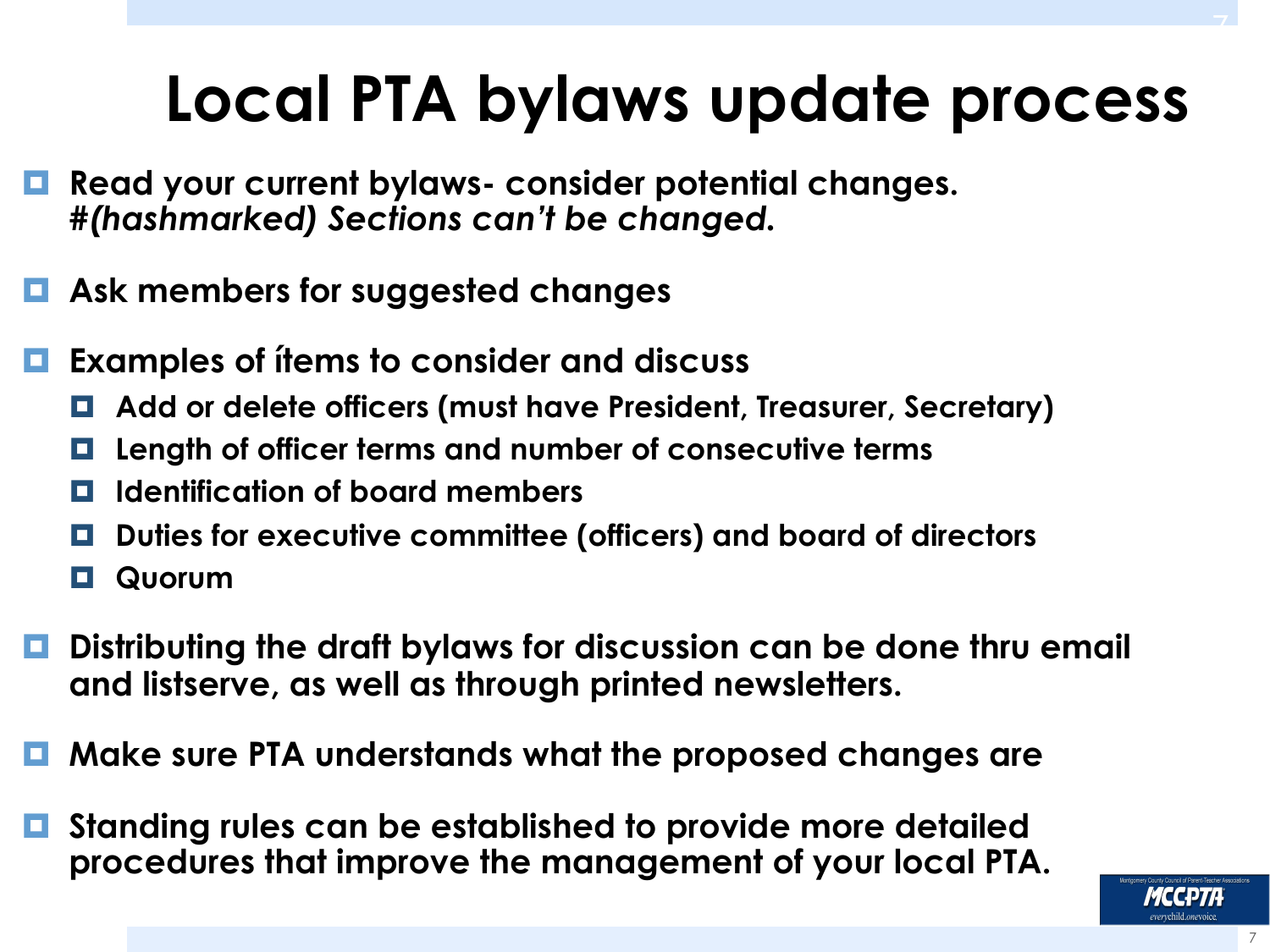# Local PTA bylaws update process

- **Read your current bylaws- consider potential changes.** ***#(hashmarked) Sections can't be changed.***
- **Ask members for suggested changes**
- **Examples of ítems to consider and discuss**
  - **Add or delete officers (must have President, Treasurer, Secretary)**
  - **Length of officer terms and number of consecutive terms**
  - **Identification of board members**
  - **Duties for executive committee (officers) and board of directors**
  - **Quorum**
- **Distributing the draft bylaws for discussion can be done thru email and listserve, as well as through printed newsletters.**
- **Make sure PTA understands what the proposed changes are**
- **Standing rules can be established to provide more detailed procedures that improve the management of your local PTA.**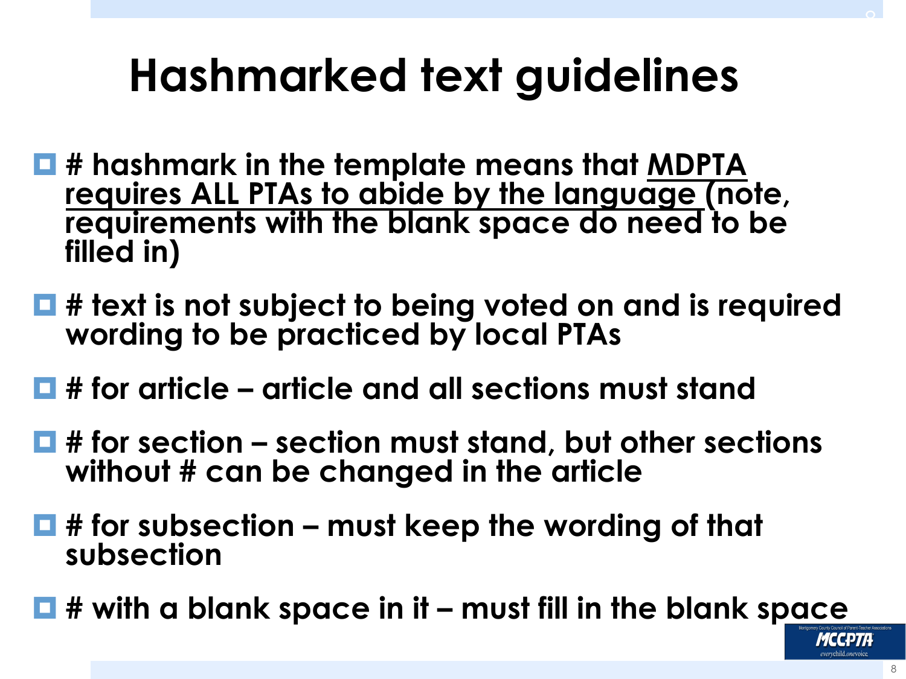# Hashmarked text guidelines

- **# hashmark in the template means that <u>MDPTA requires ALL PTAs to abide by the language</u> (note, requirements with the blank space do need to be filled in)**
- **# text is not subject to being voted on and is required wording to be practiced by local PTAs**
- **# for article – article and all sections must stand**
- **# for section – section must stand, but other sections without # can be changed in the article**
- **# for subsection – must keep the wording of that subsection**
- **# with a blank space in it – must fill in the blank space**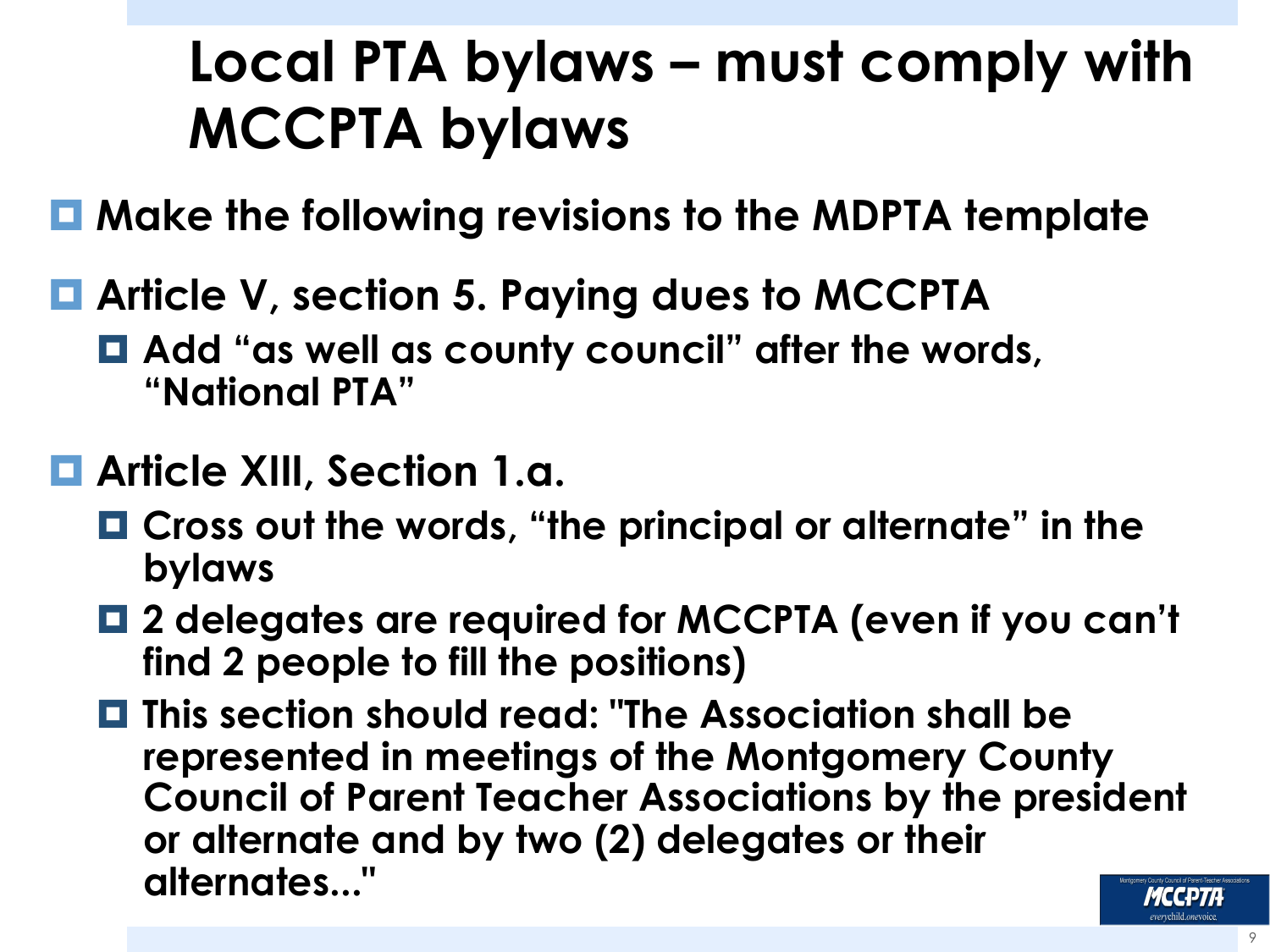# Local PTA bylaws – must comply with MCCPTA bylaws

- Make the following revisions to the MDPTA template
- Article V, section 5. Paying dues to MCCPTA
  - Add "as well as county council" after the words, "National PTA"
- Article XIII, Section 1.a.
  - Cross out the words, "the principal or alternate" in the bylaws
  - 2 delegates are required for MCCPTA (even if you can't find 2 people to fill the positions)
  - This section should read: "The Association shall be represented in meetings of the Montgomery County Council of Parent Teacher Associations by the president or alternate and by two (2) delegates or their alternates..."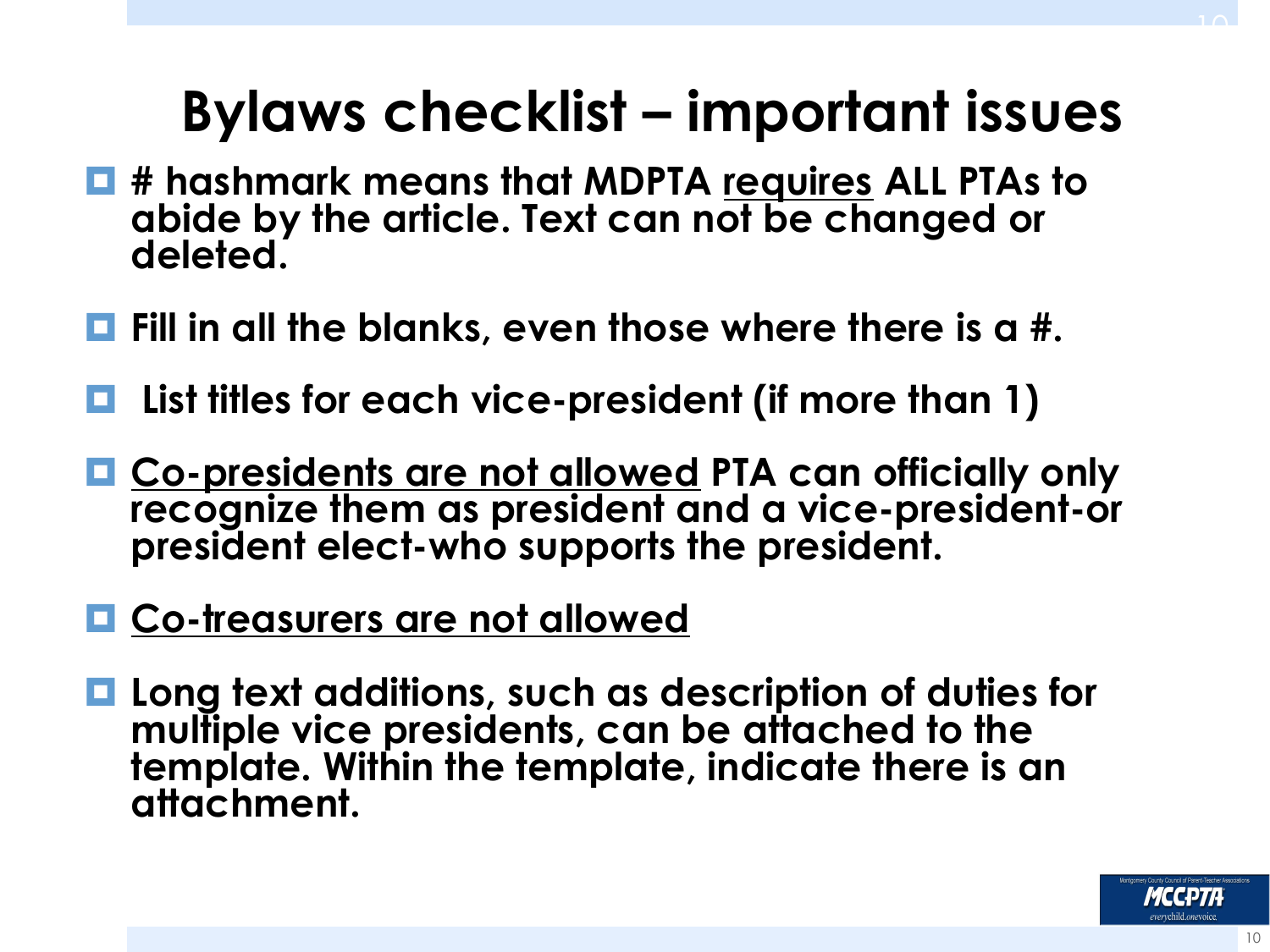# Bylaws checklist – important issues

- **# hashmark means that MDPTA <u>requires</u> ALL PTAs to abide by the article. Text can not be changed or deleted.**
- **Fill in all the blanks, even those where there is a #.**
- **List titles for each vice-president (if more than 1)**
- **<u>Co-presidents are not allowed</u> PTA can officially only recognize them as president and a vice-president-or president elect-who supports the president.**
- **<u>Co-treasurers are not allowed</u>**
- **Long text additions, such as description of duties for multiple vice presidents, can be attached to the template. Within the template, indicate there is an attachment.**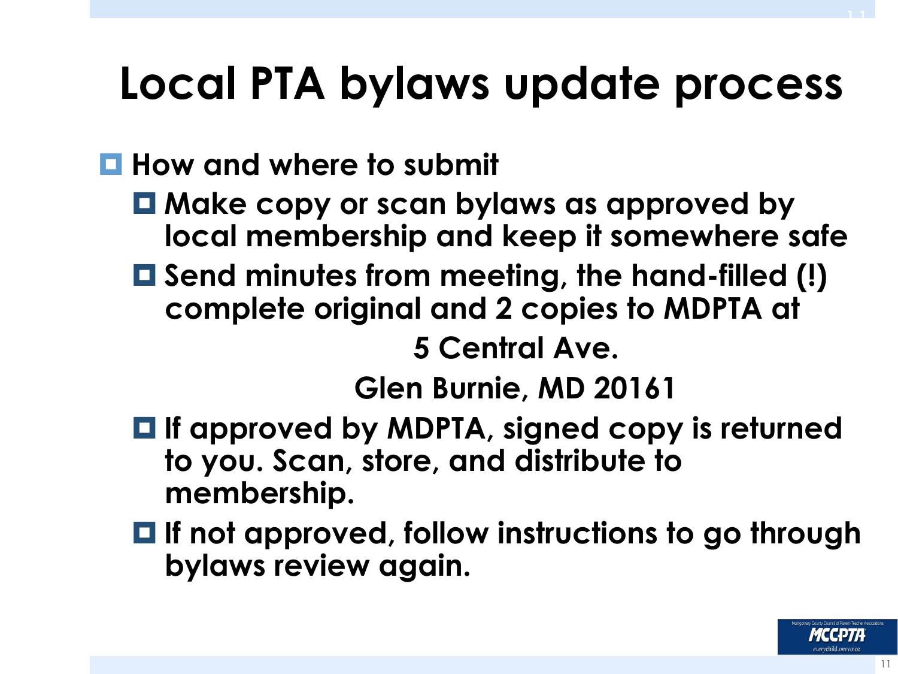# Local PTA bylaws update process

- **How and where to submit**
  - **Make copy or scan bylaws as approved by local membership and keep it somewhere safe**
  - **Send minutes from meeting, the hand-filled (!) complete original and 2 copies to MDPTA at**

    **5 Central Ave.**

    **Glen Burnie, MD 20161**
  - **If approved by MDPTA, signed copy is returned to you. Scan, store, and distribute to membership.**
  - **If not approved, follow instructions to go through bylaws review again.**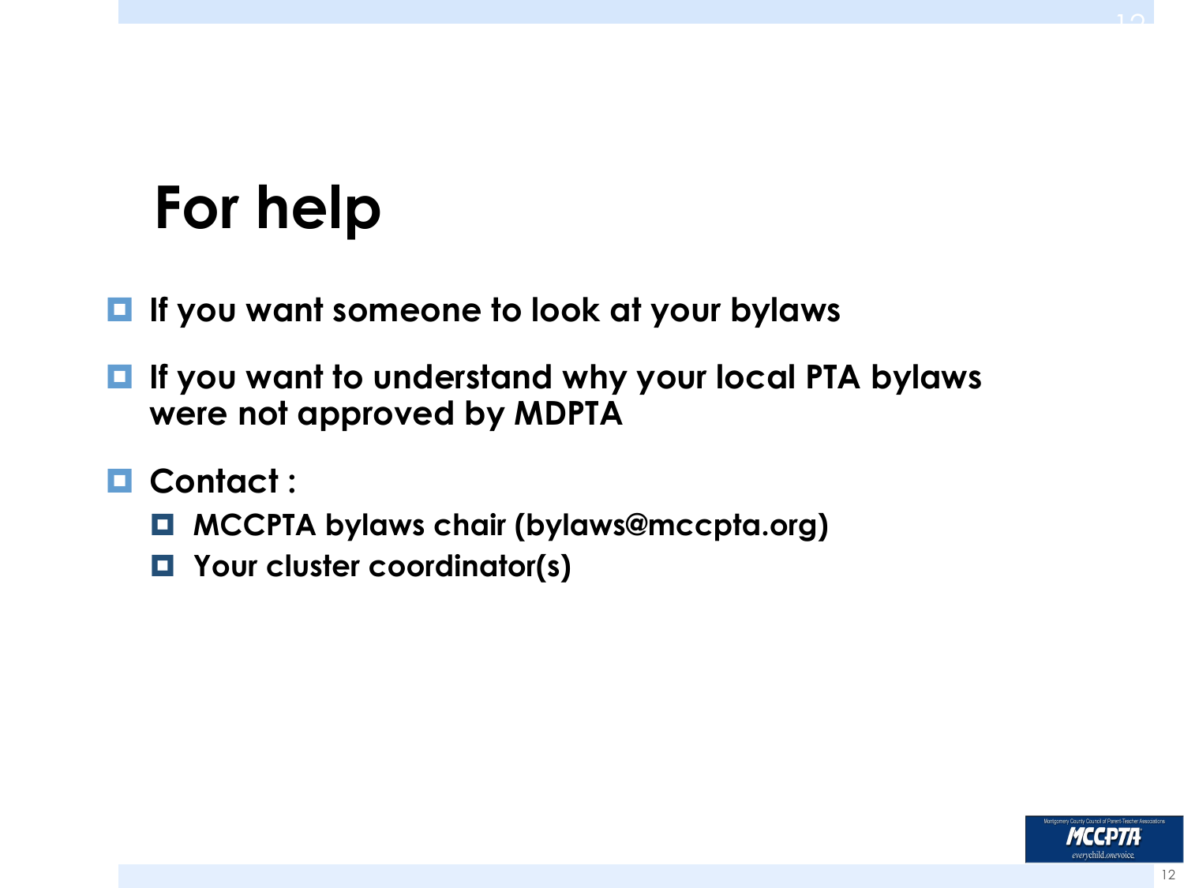# For help

- If you want someone to look at your bylaws
- If you want to understand why your local PTA bylaws were not approved by MDPTA
- Contact :
  - MCCPTA bylaws chair (bylaws@mccpta.org)
  - Your cluster coordinator(s)